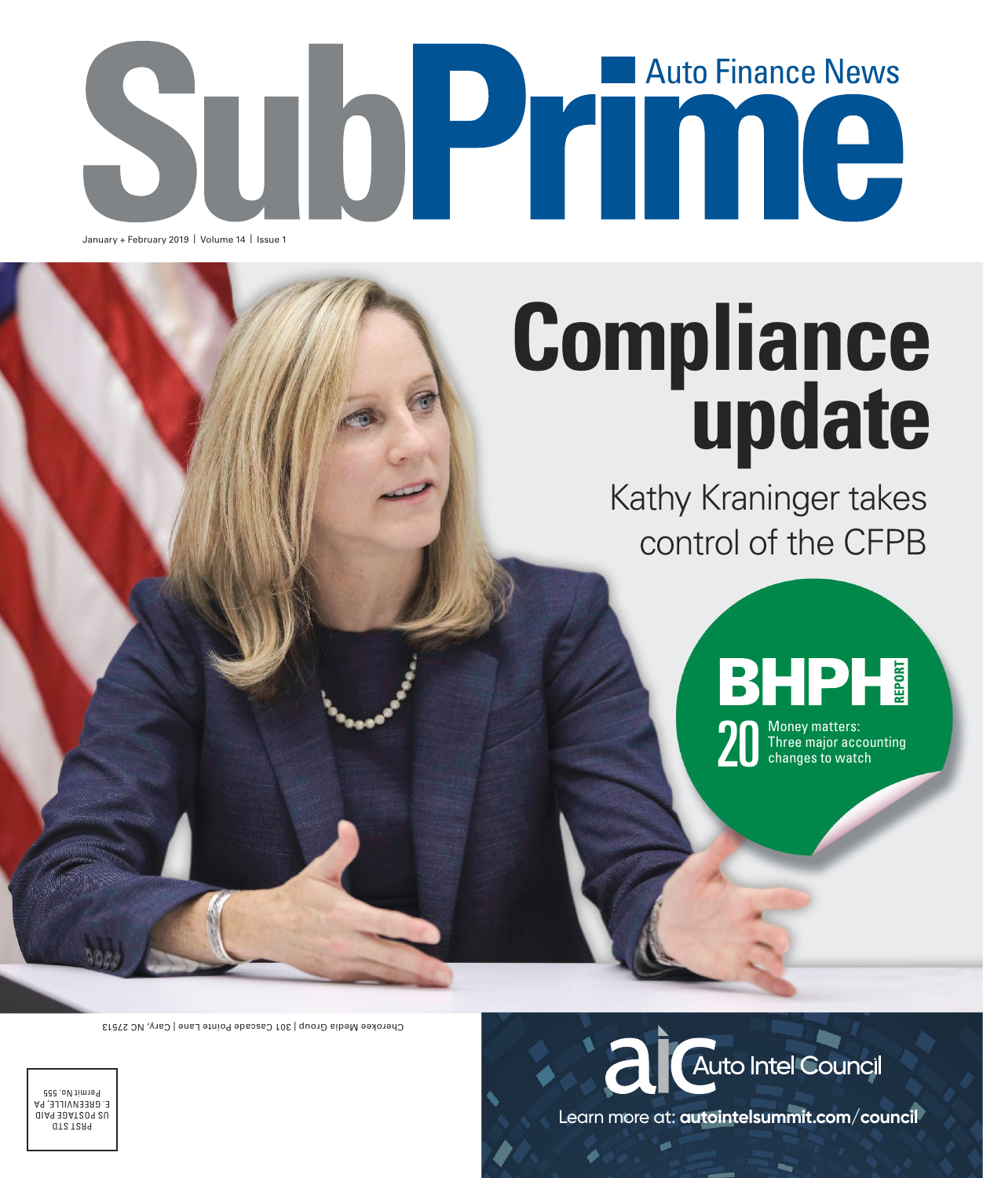# SubPrime Auto Finance News

January + February 2019 | Volume 14 | Issue 1

# Compliance update

Kathy Kraninger takes control of the CFPB

## BHPH REPORT

**20** Money matters: Three major accounting changes to watch

Cherokee Media Group | 301 Cascade Pointe Lane | Cary, NC 27513

PRST STD
US POSTAGE PAID
E. GREENVILLE, PA
Permit No. 555

aic Auto Intel Council

Learn more at: **autointelsummit.com/council**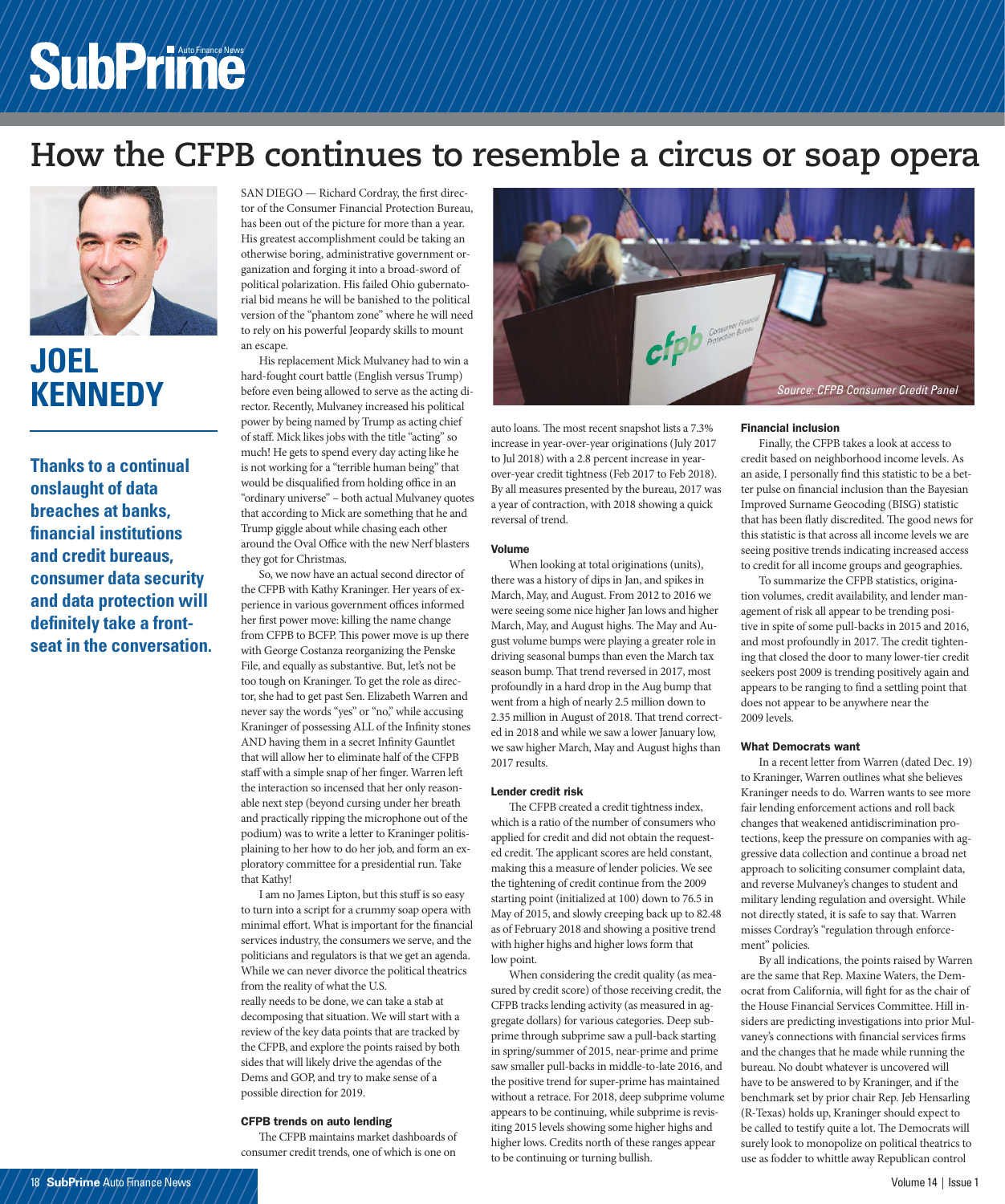# How the CFPB continues to resemble a circus or soap opera

## JOEL KENNEDY

**Thanks to a continual onslaught of data breaches at banks, financial institutions and credit bureaus, consumer data security and data protection will definitely take a front-seat in the conversation.**

SAN DIEGO — Richard Cordray, the first director of the Consumer Financial Protection Bureau, has been out of the picture for more than a year. His greatest accomplishment could be taking an otherwise boring, administrative government organization and forging it into a broad-sword of political polarization. His failed Ohio gubernatorial bid means he will be banished to the political version of the "phantom zone" where he will need to rely on his powerful Jeopardy skills to mount an escape.

His replacement Mick Mulvaney had to win a hard-fought court battle (English versus Trump) before even being allowed to serve as the acting director. Recently, Mulvaney increased his political power by being named by Trump as acting chief of staff. Mick likes jobs with the title "acting" so much! He gets to spend every day acting like he is not working for a "terrible human being" that would be disqualified from holding office in an "ordinary universe" – both actual Mulvaney quotes that according to Mick are something that he and Trump giggle about while chasing each other around the Oval Office with the new Nerf blasters they got for Christmas.

So, we now have an actual second director of the CFPB with Kathy Kraninger. Her years of experience in various government offices informed her first power move: killing the name change from CFPB to BCFP. This power move is up there with George Costanza reorganizing the Penske File, and equally as substantive. But, let's not be too tough on Kraninger. To get the role as director, she had to get past Sen. Elizabeth Warren and never say the words "yes" or "no," while accusing Kraninger of possessing ALL of the Infinity stones AND having them in a secret Infinity Gauntlet that will allow her to eliminate half of the CFPB staff with a simple snap of her finger. Warren left the interaction so incensed that her only reasonable next step (beyond cursing under her breath and practically ripping the microphone out of the podium) was to write a letter to Kraninger politisplaining to her how to do her job, and form an exploratory committee for a presidential run. Take that Kathy!

I am no James Lipton, but this stuff is so easy to turn into a script for a crummy soap opera with minimal effort. What is important for the financial services industry, the consumers we serve, and the politicians and regulators is that we get an agenda. While we can never divorce the political theatrics from the reality of what the U.S. really needs to be done, we can take a stab at decomposing that situation. We will start with a review of the key data points that are tracked by the CFPB, and explore the points raised by both sides that will likely drive the agendas of the Dems and GOP, and try to make sense of a possible direction for 2019.

### CFPB trends on auto lending

The CFPB maintains market dashboards of consumer credit trends, one of which is one on auto loans. The most recent snapshot lists a 7.3% increase in year-over-year originations (July 2017 to Jul 2018) with a 2.8 percent increase in year-over-year credit tightness (Feb 2017 to Feb 2018). By all measures presented by the bureau, 2017 was a year of contraction, with 2018 showing a quick reversal of trend.

*Source: CFPB Consumer Credit Panel*

### Volume

When looking at total originations (units), there was a history of dips in Jan, and spikes in March, May, and August. From 2012 to 2016 we were seeing some nice higher Jan lows and higher March, May, and August highs. The May and August volume bumps were playing a greater role in driving seasonal bumps than even the March tax season bump. That trend reversed in 2017, most profoundly in a hard drop in the Aug bump that went from a high of nearly 2.5 million down to 2.35 million in August of 2018. That trend corrected in 2018 and while we saw a lower January low, we saw higher March, May and August highs than 2017 results.

### Lender credit risk

The CFPB created a credit tightness index, which is a ratio of the number of consumers who applied for credit and did not obtain the requested credit. The applicant scores are held constant, making this a measure of lender policies. We see the tightening of credit continue from the 2009 starting point (initialized at 100) down to 76.5 in May of 2015, and slowly creeping back up to 82.48 as of February 2018 and showing a positive trend with higher highs and higher lows form that low point.

When considering the credit quality (as measured by credit score) of those receiving credit, the CFPB tracks lending activity (as measured in aggregate dollars) for various categories. Deep subprime through subprime saw a pull-back starting in spring/summer of 2015, near-prime and prime saw smaller pull-backs in middle-to-late 2016, and the positive trend for super-prime has maintained without a retrace. For 2018, deep subprime volume appears to be continuing, while subprime is revisiting 2015 levels showing some higher highs and higher lows. Credits north of these ranges appear to be continuing or turning bullish.

### Financial inclusion

Finally, the CFPB takes a look at access to credit based on neighborhood income levels. As an aside, I personally find this statistic to be a better pulse on financial inclusion than the Bayesian Improved Surname Geocoding (BISG) statistic that has been flatly discredited. The good news for this statistic is that across all income levels we are seeing positive trends indicating increased access to credit for all income groups and geographies.

To summarize the CFPB statistics, origination volumes, credit availability, and lender management of risk all appear to be trending positive in spite of some pull-backs in 2015 and 2016, and most profoundly in 2017. The credit tightening that closed the door to many lower-tier credit seekers post 2009 is trending positively again and appears to be ranging to find a settling point that does not appear to be anywhere near the 2009 levels.

### What Democrats want

In a recent letter from Warren (dated Dec. 19) to Kraninger, Warren outlines what she believes Kraninger needs to do. Warren wants to see more fair lending enforcement actions and roll back changes that weakened antidiscrimination protections, keep the pressure on companies with aggressive data collection and continue a broad net approach to soliciting consumer complaint data, and reverse Mulvaney's changes to student and military lending regulation and oversight. While not directly stated, it is safe to say that. Warren misses Cordray's "regulation through enforcement" policies.

By all indications, the points raised by Warren are the same that Rep. Maxine Waters, the Democrat from California, will fight for as the chair of the House Financial Services Committee. Hill insiders are predicting investigations into prior Mulvaney's connections with financial services firms and the changes that he made while running the bureau. No doubt whatever is uncovered will have to be answered to by Kraninger, and if the benchmark set by prior chair Rep. Jeb Hensarling (R-Texas) holds up, Kraninger should expect to be called to testify quite a lot. The Democrats will surely look to monopolize on political theatrics to use as fodder to whittle away Republican control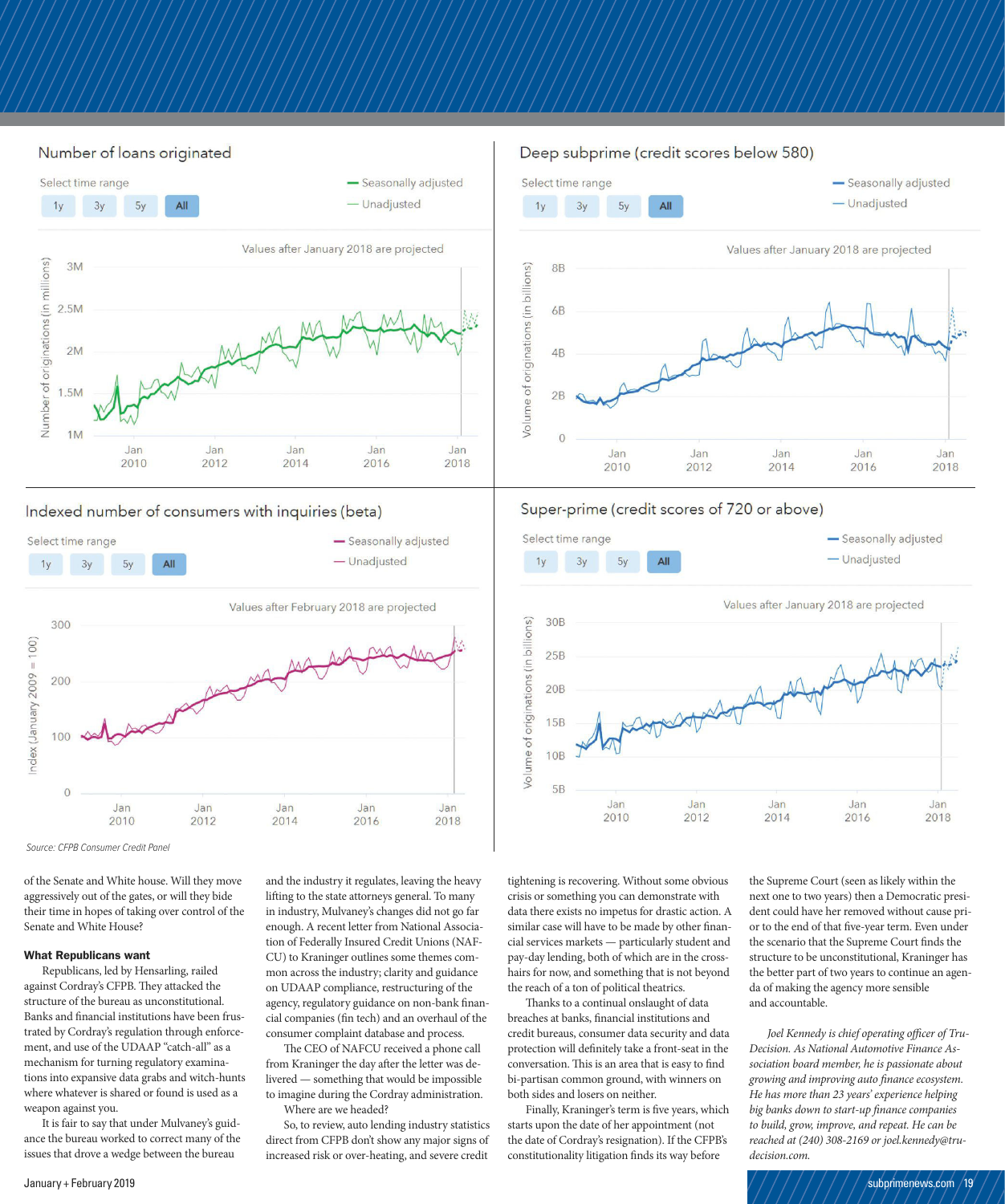Number of loans originated

Select time range

1y 3y 5y All

Seasonally adjusted

Unadjusted

Values after January 2018 are projected

Number of originations (in millions)

3M
2.5M
2M
1.5M
1M

Jan 2010
Jan 2012
Jan 2014
Jan 2016
Jan 2018

Deep subprime (credit scores below 580)

Select time range

1y 3y 5y All

Seasonally adjusted

Unadjusted

Values after January 2018 are projected

Volume of originations (in billions)

8B
6B
4B
2B
0

Jan 2010
Jan 2012
Jan 2014
Jan 2016
Jan 2018

Indexed number of consumers with inquiries (beta)

Select time range

1y 3y 5y All

Seasonally adjusted

Unadjusted

Values after February 2018 are projected

Index (January 2009 = 100)

300
200
100
0

Jan 2010
Jan 2012
Jan 2014
Jan 2016
Jan 2018

Super-prime (credit scores of 720 or above)

Select time range

1y 3y 5y All

Seasonally adjusted

Unadjusted

Values after January 2018 are projected

Volume of originations (in billions)

30B
25B
20B
15B
10B
5B

Jan 2010
Jan 2012
Jan 2014
Jan 2016
Jan 2018

*Source: CFPB Consumer Credit Panel*

of the Senate and White house. Will they move aggressively out of the gates, or will they bide their time in hopes of taking over control of the Senate and White House?

**What Republicans want**

Republicans, led by Hensarling, railed against Cordray's CFPB. They attacked the structure of the bureau as unconstitutional. Banks and financial institutions have been frustrated by Cordray's regulation through enforcement, and use of the UDAAP "catch-all" as a mechanism for turning regulatory examinations into expansive data grabs and witch-hunts where whatever is shared or found is used as a weapon against you.

It is fair to say that under Mulvaney's guidance the bureau worked to correct many of the issues that drove a wedge between the bureau and the industry it regulates, leaving the heavy lifting to the state attorneys general. To many in industry, Mulvaney's changes did not go far enough. A recent letter from National Association of Federally Insured Credit Unions (NAFCU) to Kraninger outlines some themes common across the industry; clarity and guidance on UDAAP compliance, restructuring of the agency, regulatory guidance on non-bank financial companies (fin tech) and an overhaul of the consumer complaint database and process.

The CEO of NAFCU received a phone call from Kraninger the day after the letter was delivered — something that would be impossible to imagine during the Cordray administration.

Where are we headed?

So, to review, auto lending industry statistics direct from CFPB don't show any major signs of increased risk or over-heating, and severe credit tightening is recovering. Without some obvious crisis or something you can demonstrate with data there exists no impetus for drastic action. A similar case will have to be made by other financial services markets — particularly student and pay-day lending, both of which are in the cross-hairs for now, and something that is not beyond the reach of a ton of political theatrics.

Thanks to a continual onslaught of data breaches at banks, financial institutions and credit bureaus, consumer data security and data protection will definitely take a front-seat in the conversation. This is an area that is easy to find bi-partisan common ground, with winners on both sides and losers on neither.

Finally, Kraninger's term is five years, which starts upon the date of her appointment (not the date of Cordray's resignation). If the CFPB's constitutionality litigation finds its way before the Supreme Court (seen as likely within the next one to two years) then a Democratic president could have her removed without cause prior to the end of that five-year term. Even under the scenario that the Supreme Court finds the structure to be unconstitutional, Kraninger has the better part of two years to continue an agenda of making the agency more sensible and accountable.

*Joel Kennedy is chief operating officer of Tru-Decision. As National Automotive Finance Association board member, he is passionate about growing and improving auto finance ecosystem. He has more than 23 years' experience helping big banks down to start-up finance companies to build, grow, improve, and repeat. He can be reached at (240) 308-2169 or joel.kennedy@tru-decision.com.*